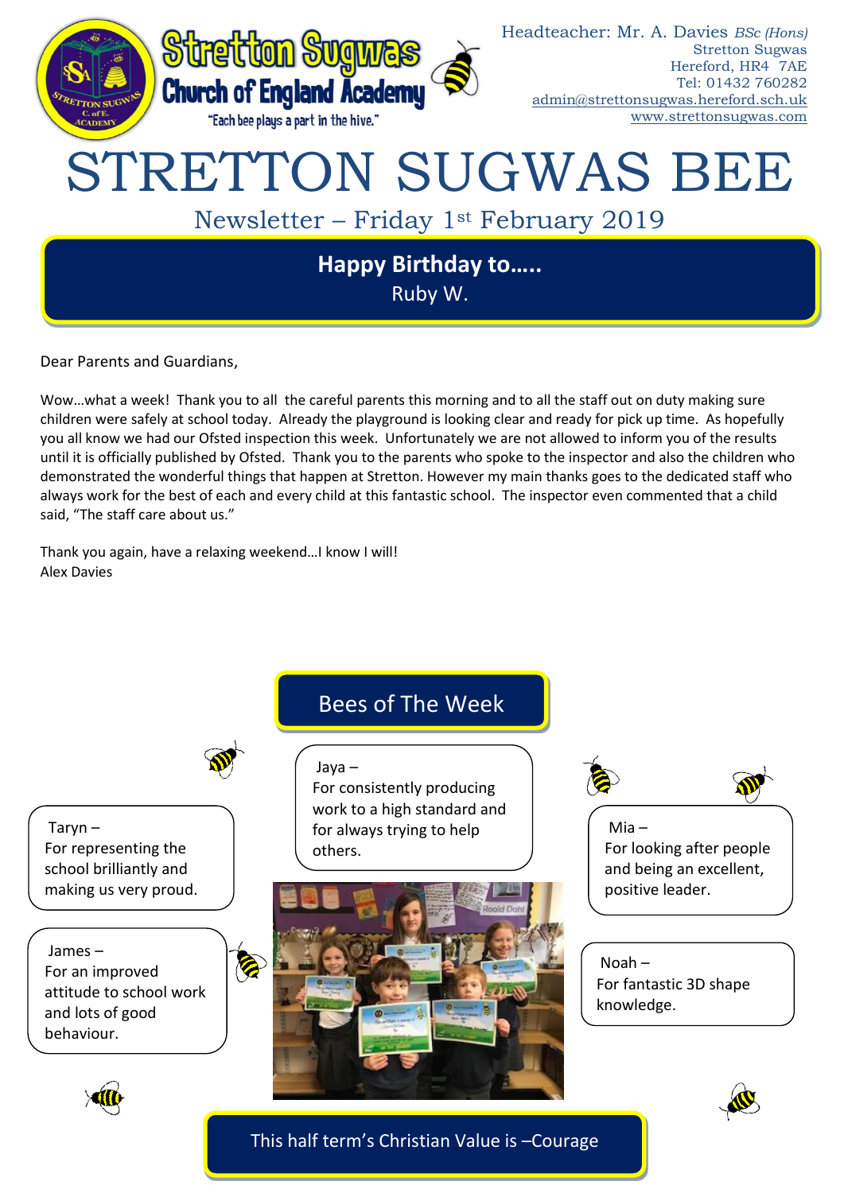Stretton Sugwas Church of England Academy

"Each bee plays a part in the hive."

Headteacher: Mr. A. Davies *BSc (Hons)*
Stretton Sugwas
Hereford, HR4 7AE
Tel: 01432 760282
admin@strettonsugwas.hereford.sch.uk
www.strettonsugwas.com

# STRETTON SUGWAS BEE

## Newsletter – Friday 1st February 2019

**Happy Birthday to…..**
Ruby W.

Dear Parents and Guardians,

Wow…what a week! Thank you to all the careful parents this morning and to all the staff out on duty making sure children were safely at school today. Already the playground is looking clear and ready for pick up time. As hopefully you all know we had our Ofsted inspection this week. Unfortunately we are not allowed to inform you of the results until it is officially published by Ofsted. Thank you to the parents who spoke to the inspector and also the children who demonstrated the wonderful things that happen at Stretton. However my main thanks goes to the dedicated staff who always work for the best of each and every child at this fantastic school. The inspector even commented that a child said, "The staff care about us."

Thank you again, have a relaxing weekend…I know I will!
Alex Davies

## Bees of The Week

Taryn – For representing the school brilliantly and making us very proud.

James – For an improved attitude to school work and lots of good behaviour.

Jaya – For consistently producing work to a high standard and for always trying to help others.

Mia – For looking after people and being an excellent, positive leader.

Noah – For fantastic 3D shape knowledge.

This half term's Christian Value is –Courage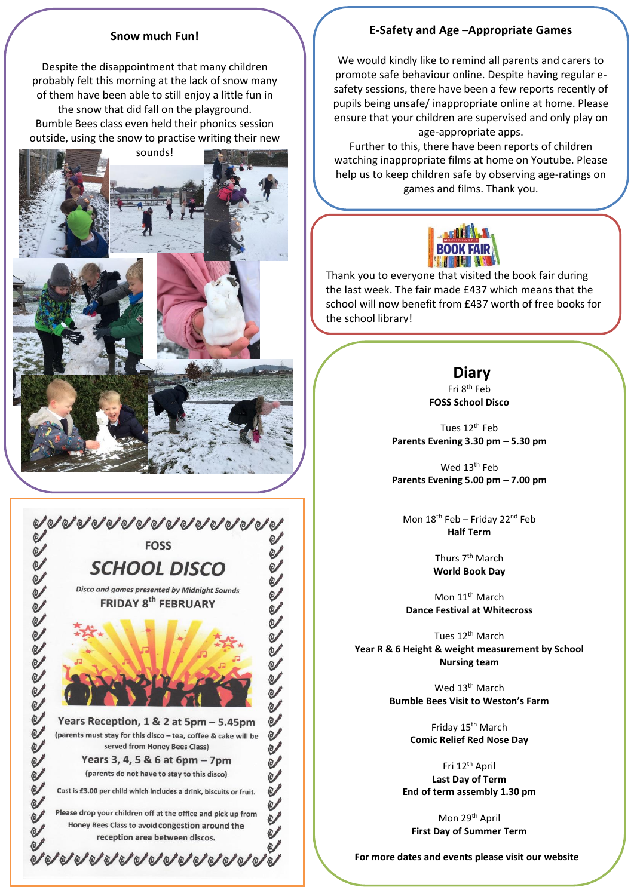## Snow much Fun!

Despite the disappointment that many children probably felt this morning at the lack of snow many of them have been able to still enjoy a little fun in the snow that did fall on the playground. Bumble Bees class even held their phonics session outside, using the snow to practise writing their new sounds!

## FOSS

# SCHOOL DISCO

*Disco and games presented by Midnight Sounds*

**FRIDAY 8th FEBRUARY**

**Years Reception, 1 & 2 at 5pm – 5.45pm**

(parents must stay for this disco – tea, coffee & cake will be served from Honey Bees Class)

**Years 3, 4, 5 & 6 at 6pm – 7pm**

(parents do not have to stay to this disco)

Cost is £3.00 per child which includes a drink, biscuits or fruit.

Please drop your children off at the office and pick up from Honey Bees Class to avoid congestion around the reception area between discos.

## E-Safety and Age –Appropriate Games

We would kindly like to remind all parents and carers to promote safe behaviour online. Despite having regular e-safety sessions, there have been a few reports recently of pupils being unsafe/ inappropriate online at home. Please ensure that your children are supervised and only play on age-appropriate apps.

Further to this, there have been reports of children watching inappropriate films at home on Youtube. Please help us to keep children safe by observing age-ratings on games and films. Thank you.

SCHOLASTIC BOOK FAIR

Thank you to everyone that visited the book fair during the last week. The fair made £437 which means that the school will now benefit from £437 worth of free books for the school library!

## Diary

Fri 8th Feb
**FOSS School Disco**

Tues 12th Feb
**Parents Evening 3.30 pm – 5.30 pm**

Wed 13th Feb
**Parents Evening 5.00 pm – 7.00 pm**

Mon 18th Feb – Friday 22nd Feb
**Half Term**

Thurs 7th March
**World Book Day**

Mon 11th March
**Dance Festival at Whitecross**

Tues 12th March
**Year R & 6 Height & weight measurement by School Nursing team**

Wed 13th March
**Bumble Bees Visit to Weston's Farm**

Friday 15th March
**Comic Relief Red Nose Day**

Fri 12th April
**Last Day of Term**
**End of term assembly 1.30 pm**

Mon 29th April
**First Day of Summer Term**

**For more dates and events please visit our website**